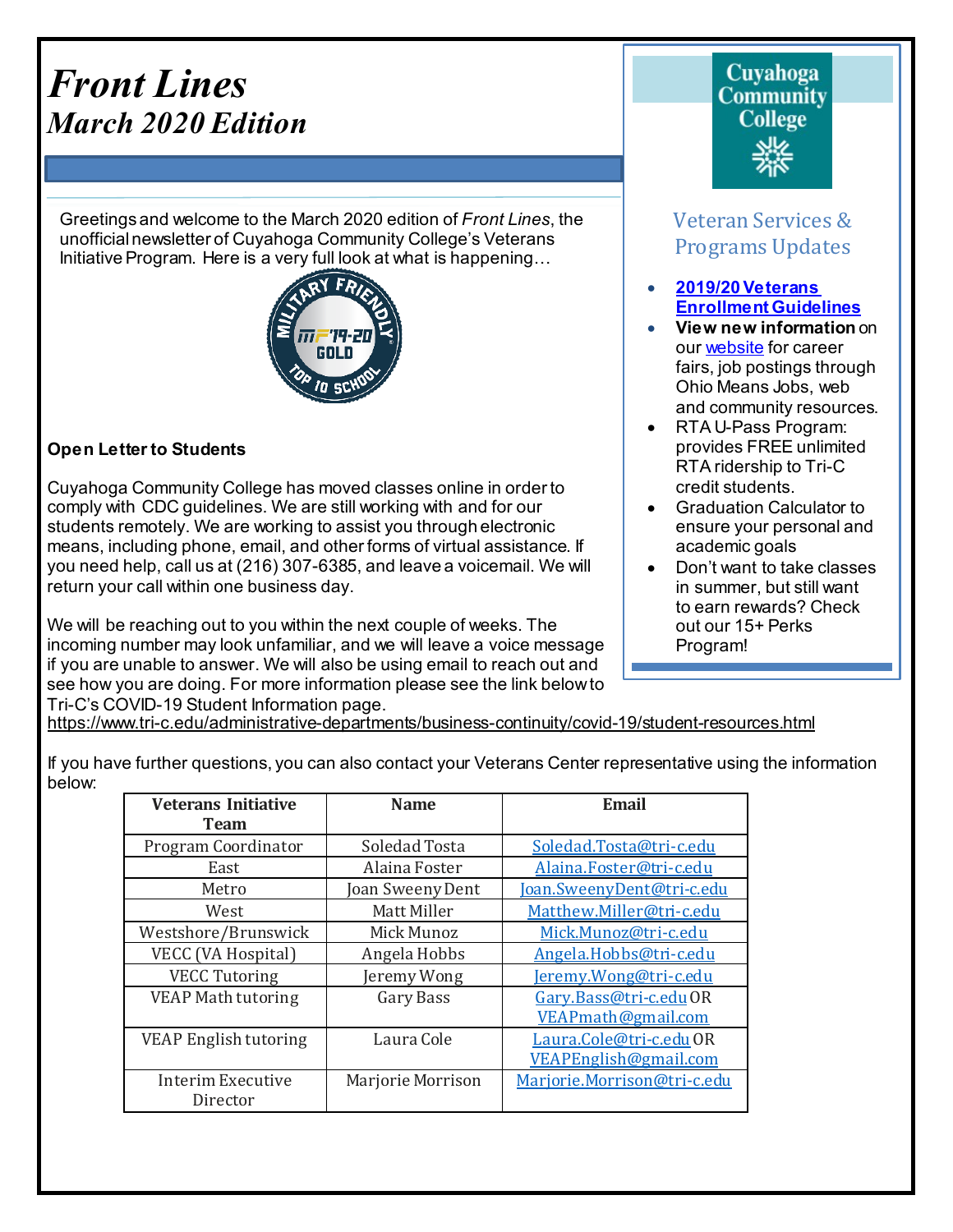# *Front Lines*
## *March 2020 Edition*

Greetings and welcome to the March 2020 edition of *Front Lines*, the unofficial newsletter of Cuyahoga Community College's Veterans Initiative Program. Here is a very full look at what is happening…

**Open Letter to Students**

Cuyahoga Community College has moved classes online in order to comply with CDC guidelines. We are still working with and for our students remotely. We are working to assist you through electronic means, including phone, email, and other forms of virtual assistance. If you need help, call us at (216) 307-6385, and leave a voicemail. We will return your call within one business day.

We will be reaching out to you within the next couple of weeks. The incoming number may look unfamiliar, and we will leave a voice message if you are unable to answer. We will also be using email to reach out and see how you are doing. For more information please see the link below to Tri-C's COVID-19 Student Information page.
https://www.tri-c.edu/administrative-departments/business-continuity/covid-19/student-resources.html

If you have further questions, you can also contact your Veterans Center representative using the information below:

| Veterans Initiative Team | Name | Email |
|---|---|---|
| Program Coordinator | Soledad Tosta | Soledad.Tosta@tri-c.edu |
| East | Alaina Foster | Alaina.Foster@tri-c.edu |
| Metro | Joan Sweeny Dent | Joan.SweenyDent@tri-c.edu |
| West | Matt Miller | Matthew.Miller@tri-c.edu |
| Westshore/Brunswick | Mick Munoz | Mick.Munoz@tri-c.edu |
| VECC (VA Hospital) | Angela Hobbs | Angela.Hobbs@tri-c.edu |
| VECC Tutoring | Jeremy Wong | Jeremy.Wong@tri-c.edu |
| VEAP Math tutoring | Gary Bass | Gary.Bass@tri-c.edu OR VEAPmath@gmail.com |
| VEAP English tutoring | Laura Cole | Laura.Cole@tri-c.edu OR VEAPEnglish@gmail.com |
| Interim Executive Director | Marjorie Morrison | Marjorie.Morrison@tri-c.edu |

Cuyahoga Community College

## Veteran Services & Programs Updates

- **2019/20 Veterans Enrollment Guidelines**
- **View new information** on our website for career fairs, job postings through Ohio Means Jobs, web and community resources.
- RTA U-Pass Program: provides FREE unlimited RTA ridership to Tri-C credit students.
- Graduation Calculator to ensure your personal and academic goals
- Don't want to take classes in summer, but still want to earn rewards? Check out our 15+ Perks Program!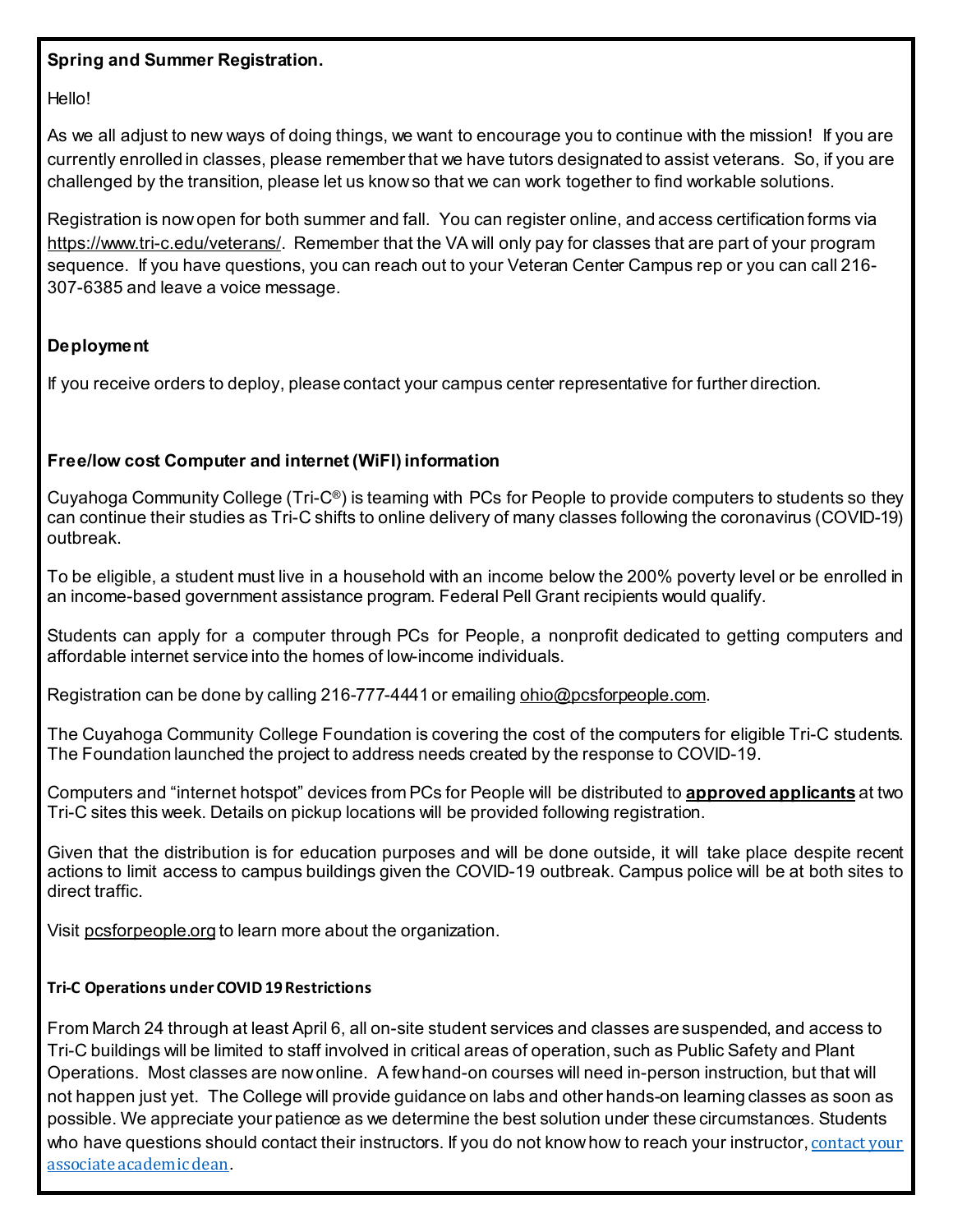**Spring and Summer Registration.**

Hello!

As we all adjust to new ways of doing things, we want to encourage you to continue with the mission! If you are currently enrolled in classes, please remember that we have tutors designated to assist veterans. So, if you are challenged by the transition, please let us know so that we can work together to find workable solutions.

Registration is now open for both summer and fall. You can register online, and access certification forms via https://www.tri-c.edu/veterans/. Remember that the VA will only pay for classes that are part of your program sequence. If you have questions, you can reach out to your Veteran Center Campus rep or you can call 216-307-6385 and leave a voice message.

**Deployment**

If you receive orders to deploy, please contact your campus center representative for further direction.

**Free/low cost Computer and internet (WiFI) information**

Cuyahoga Community College (Tri-C®) is teaming with PCs for People to provide computers to students so they can continue their studies as Tri-C shifts to online delivery of many classes following the coronavirus (COVID-19) outbreak.

To be eligible, a student must live in a household with an income below the 200% poverty level or be enrolled in an income-based government assistance program. Federal Pell Grant recipients would qualify.

Students can apply for a computer through PCs for People, a nonprofit dedicated to getting computers and affordable internet service into the homes of low-income individuals.

Registration can be done by calling 216-777-4441 or emailing ohio@pcsforpeople.com.

The Cuyahoga Community College Foundation is covering the cost of the computers for eligible Tri-C students. The Foundation launched the project to address needs created by the response to COVID-19.

Computers and "internet hotspot" devices from PCs for People will be distributed to **approved applicants** at two Tri-C sites this week. Details on pickup locations will be provided following registration.

Given that the distribution is for education purposes and will be done outside, it will take place despite recent actions to limit access to campus buildings given the COVID-19 outbreak. Campus police will be at both sites to direct traffic.

Visit pcsforpeople.org to learn more about the organization.

**Tri-C Operations under COVID 19 Restrictions**

From March 24 through at least April 6, all on-site student services and classes are suspended, and access to Tri-C buildings will be limited to staff involved in critical areas of operation, such as Public Safety and Plant Operations. Most classes are now online. A few hand-on courses will need in-person instruction, but that will not happen just yet. The College will provide guidance on labs and other hands-on learning classes as soon as possible. We appreciate your patience as we determine the best solution under these circumstances. Students who have questions should contact their instructors. If you do not know how to reach your instructor, contact your associate academic dean.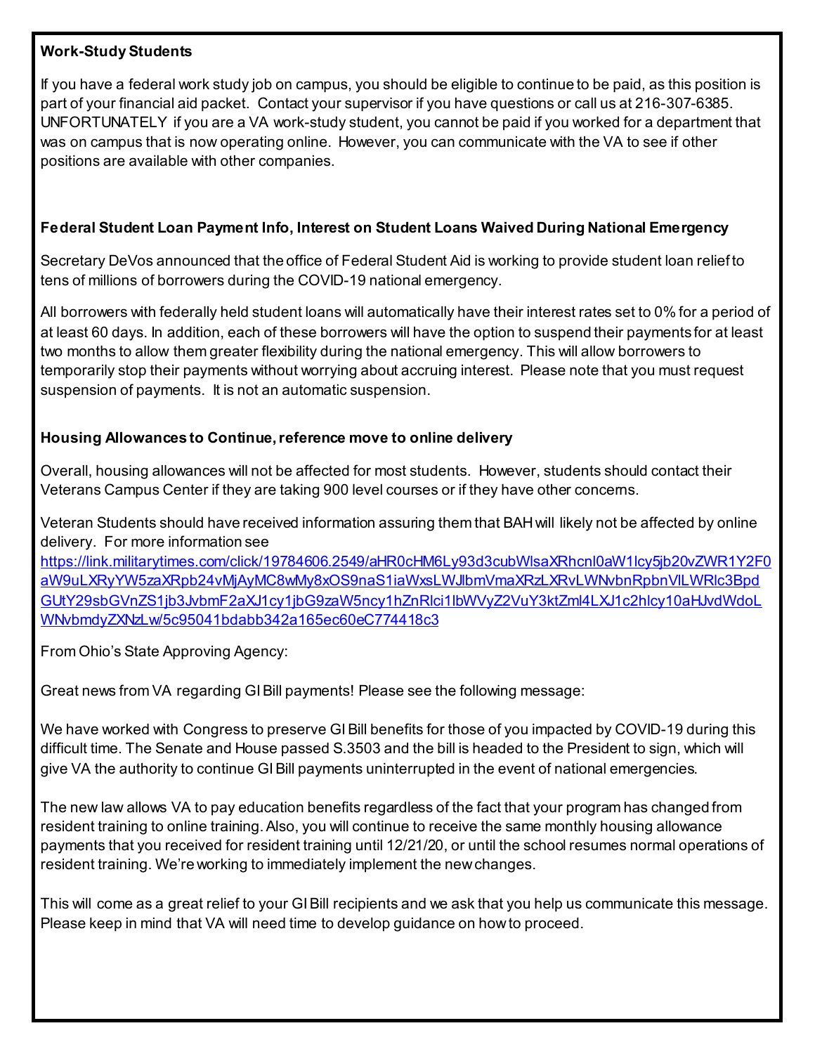**Work-Study Students**

If you have a federal work study job on campus, you should be eligible to continue to be paid, as this position is part of your financial aid packet. Contact your supervisor if you have questions or call us at 216-307-6385. UNFORTUNATELY if you are a VA work-study student, you cannot be paid if you worked for a department that was on campus that is now operating online. However, you can communicate with the VA to see if other positions are available with other companies.

**Federal Student Loan Payment Info, Interest on Student Loans Waived During National Emergency**

Secretary DeVos announced that the office of Federal Student Aid is working to provide student loan relief to tens of millions of borrowers during the COVID-19 national emergency.

All borrowers with federally held student loans will automatically have their interest rates set to 0% for a period of at least 60 days. In addition, each of these borrowers will have the option to suspend their payments for at least two months to allow them greater flexibility during the national emergency. This will allow borrowers to temporarily stop their payments without worrying about accruing interest. Please note that you must request suspension of payments. It is not an automatic suspension.

**Housing Allowances to Continue, reference move to online delivery**

Overall, housing allowances will not be affected for most students. However, students should contact their Veterans Campus Center if they are taking 900 level courses or if they have other concerns.

Veteran Students should have received information assuring them that BAH will likely not be affected by online delivery. For more information see https://link.militarytimes.com/click/19784606.2549/aHR0cHM6Ly93d3cubWlsaXRhcnl0aW1lcy5jb20vZWR1Y2F0aW9uLXRyYW5zaXRpb24vMjAyMC8wMy8xOS9naS1iaWxsLWJlbmVmaXRzLXRvLWNvbnRpbnVlLWRlc3BpdGUtY29sbGVnZS1jb3JvbmF2aXJ1cy1jbG9zaW5ncy1hZnRlci1lbWVyZ2VuY3ktZml4LXJ1c2hlcy10aHJvdWdoLWNvbmdyZXNzLw/5c95041bdabb342a165ec60eC774418c3

From Ohio's State Approving Agency:

Great news from VA regarding GI Bill payments! Please see the following message:

We have worked with Congress to preserve GI Bill benefits for those of you impacted by COVID-19 during this difficult time. The Senate and House passed S.3503 and the bill is headed to the President to sign, which will give VA the authority to continue GI Bill payments uninterrupted in the event of national emergencies.

The new law allows VA to pay education benefits regardless of the fact that your program has changed from resident training to online training. Also, you will continue to receive the same monthly housing allowance payments that you received for resident training until 12/21/20, or until the school resumes normal operations of resident training. We're working to immediately implement the new changes.

This will come as a great relief to your GI Bill recipients and we ask that you help us communicate this message. Please keep in mind that VA will need time to develop guidance on how to proceed.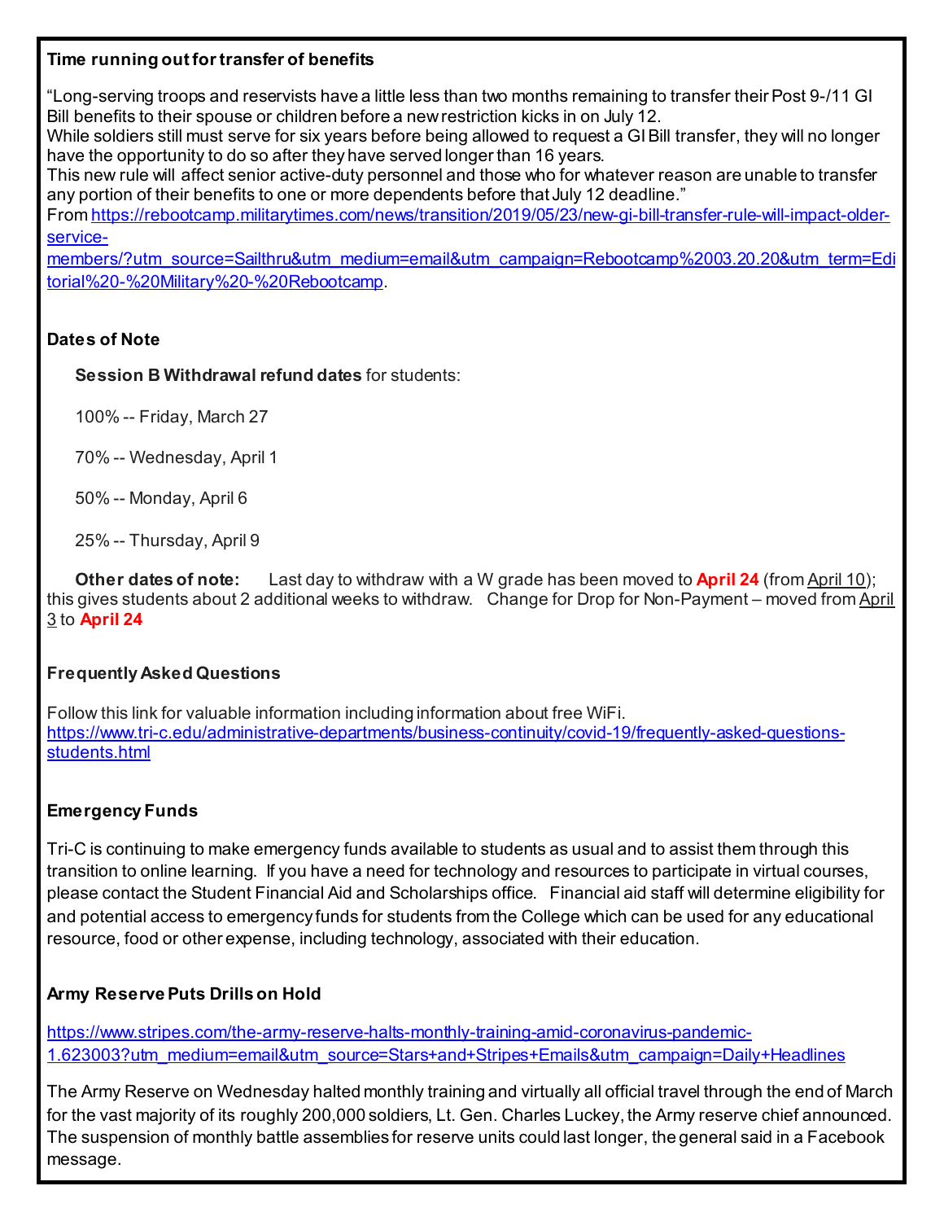**Time running out for transfer of benefits**

"Long-serving troops and reservists have a little less than two months remaining to transfer their Post 9-/11 GI Bill benefits to their spouse or children before a new restriction kicks in on July 12.
While soldiers still must serve for six years before being allowed to request a GI Bill transfer, they will no longer have the opportunity to do so after they have served longer than 16 years.
This new rule will affect senior active-duty personnel and those who for whatever reason are unable to transfer any portion of their benefits to one or more dependents before that July 12 deadline."
From [https://rebootcamp.militarytimes.com/news/transition/2019/05/23/new-gi-bill-transfer-rule-will-impact-older-service-members/?utm_source=Sailthru&utm_medium=email&utm_campaign=Rebootcamp%2003.20.20&utm_term=Editorial%20-%20Military%20-%20Rebootcamp](https://rebootcamp.militarytimes.com/news/transition/2019/05/23/new-gi-bill-transfer-rule-will-impact-older-service-members/?utm_source=Sailthru&utm_medium=email&utm_campaign=Rebootcamp%2003.20.20&utm_term=Editorial%20-%20Military%20-%20Rebootcamp).

**Dates of Note**

**Session B Withdrawal refund dates** for students:

100% -- Friday, March 27

70% -- Wednesday, April 1

50% -- Monday, April 6

25% -- Thursday, April 9

**Other dates of note:** Last day to withdraw with a W grade has been moved to **April 24** (from April 10); this gives students about 2 additional weeks to withdraw. Change for Drop for Non-Payment – moved from April 3 to **April 24**

**Frequently Asked Questions**

Follow this link for valuable information including information about free WiFi.
[https://www.tri-c.edu/administrative-departments/business-continuity/covid-19/frequently-asked-questions-students.html](https://www.tri-c.edu/administrative-departments/business-continuity/covid-19/frequently-asked-questions-students.html)

**Emergency Funds**

Tri-C is continuing to make emergency funds available to students as usual and to assist them through this transition to online learning. If you have a need for technology and resources to participate in virtual courses, please contact the Student Financial Aid and Scholarships office. Financial aid staff will determine eligibility for and potential access to emergency funds for students from the College which can be used for any educational resource, food or other expense, including technology, associated with their education.

**Army Reserve Puts Drills on Hold**

[https://www.stripes.com/the-army-reserve-halts-monthly-training-amid-coronavirus-pandemic-1.623003?utm_medium=email&utm_source=Stars+and+Stripes+Emails&utm_campaign=Daily+Headlines](https://www.stripes.com/the-army-reserve-halts-monthly-training-amid-coronavirus-pandemic-1.623003?utm_medium=email&utm_source=Stars+and+Stripes+Emails&utm_campaign=Daily+Headlines)

The Army Reserve on Wednesday halted monthly training and virtually all official travel through the end of March for the vast majority of its roughly 200,000 soldiers, Lt. Gen. Charles Luckey, the Army reserve chief announced. The suspension of monthly battle assemblies for reserve units could last longer, the general said in a Facebook message.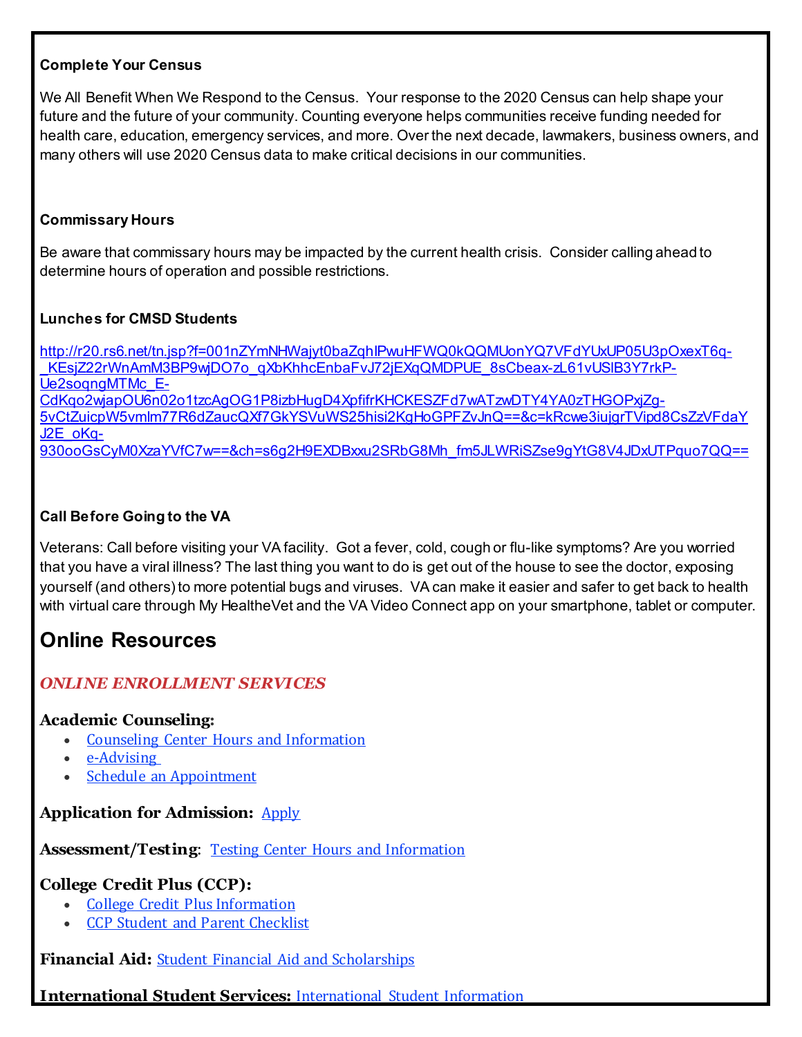**Complete Your Census**

We All Benefit When We Respond to the Census. Your response to the 2020 Census can help shape your future and the future of your community. Counting everyone helps communities receive funding needed for health care, education, emergency services, and more. Over the next decade, lawmakers, business owners, and many others will use 2020 Census data to make critical decisions in our communities.

**Commissary Hours**

Be aware that commissary hours may be impacted by the current health crisis. Consider calling ahead to determine hours of operation and possible restrictions.

**Lunches for CMSD Students**

http://r20.rs6.net/tn.jsp?f=001nZYmNHWajyt0baZqhIPwuHFWQ0kQQMUonYQ7VFdYUxUP05U3pOxexT6q-_KEsjZ22rWnAmM3BP9wjDO7o_qXbKhhcEnbaFvJ72jEXqQMDPUE_8sCbeax-zL61vUSlB3Y7rkP-Ue2soqngMTMc_E-CdKqo2wjapOU6n02o1tzcAgOG1P8izbHugD4XpfifrKHCKESZFd7wATzwDTY4YA0zTHGOPxjZg-5vCtZuicpW5vmIm77R6dZaucQXf7GkYSVuWS25hisi2KgHoGPFZvJnQ==&c=kRcwe3iujgrTVipd8CsZzVFdaYJ2E_oKq-930ooGsCyM0XzaYVfC7w==&ch=s6g2H9EXDBxxu2SRbG8Mh_fm5JLWRiSZse9gYtG8V4JDxUTPquo7QQ==

**Call Before Going to the VA**

Veterans: Call before visiting your VA facility. Got a fever, cold, cough or flu-like symptoms? Are you worried that you have a viral illness? The last thing you want to do is get out of the house to see the doctor, exposing yourself (and others) to more potential bugs and viruses. VA can make it easier and safer to get back to health with virtual care through My HealtheVet and the VA Video Connect app on your smartphone, tablet or computer.

## Online Resources

***ONLINE ENROLLMENT SERVICES***

**Academic Counseling:**

- Counseling Center Hours and Information
- e-Advising
- Schedule an Appointment

**Application for Admission:** Apply

**Assessment/Testing**: Testing Center Hours and Information

**College Credit Plus (CCP):**

- College Credit Plus Information
- CCP Student and Parent Checklist

**Financial Aid:** Student Financial Aid and Scholarships

**International Student Services:** International Student Information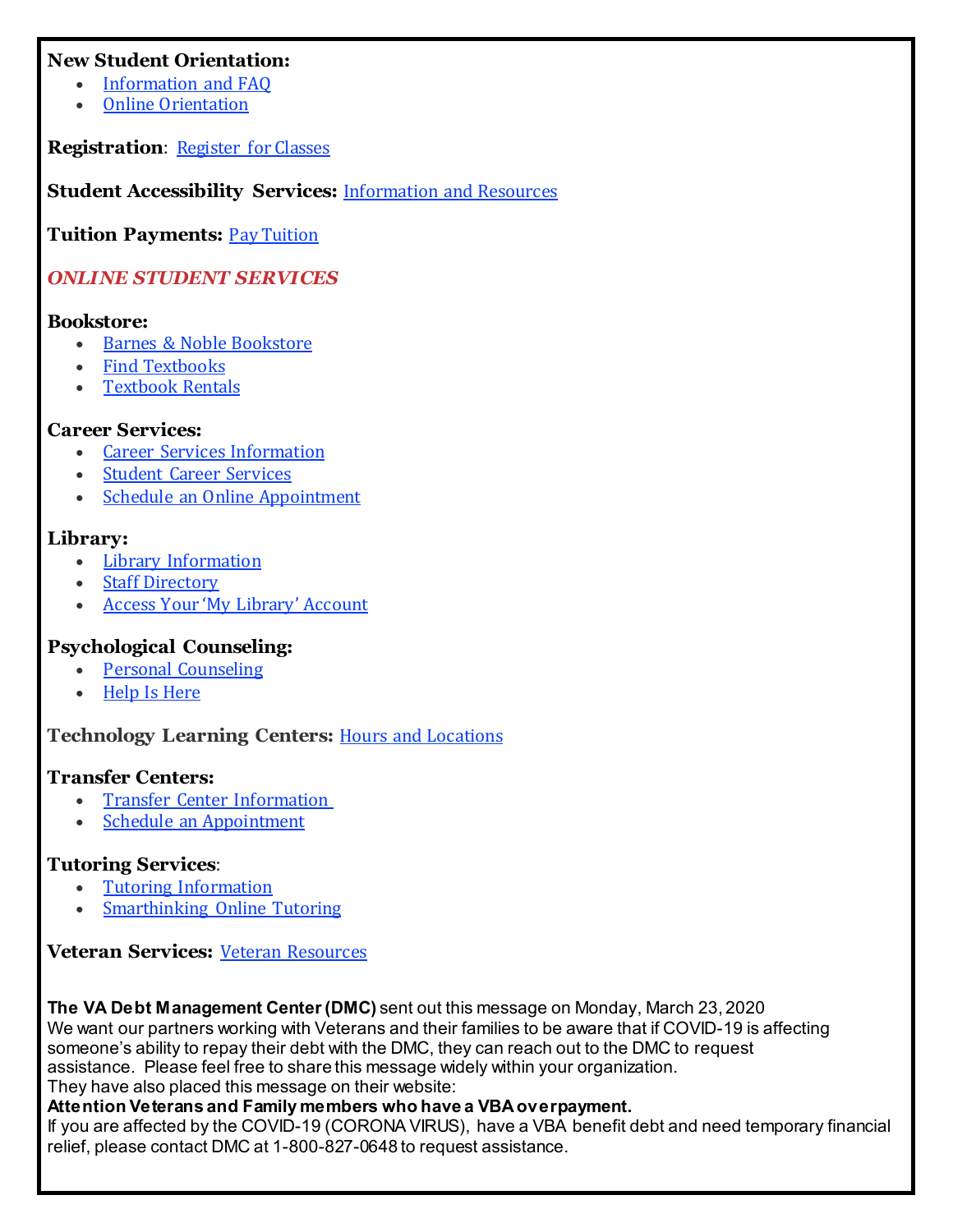**New Student Orientation:**

- Information and FAQ
- Online Orientation

**Registration**: Register for Classes

**Student Accessibility Services:** Information and Resources

**Tuition Payments:** Pay Tuition

***ONLINE STUDENT SERVICES***

**Bookstore:**

- Barnes & Noble Bookstore
- Find Textbooks
- Textbook Rentals

**Career Services:**

- Career Services Information
- Student Career Services
- Schedule an Online Appointment

**Library:**

- Library Information
- Staff Directory
- Access Your 'My Library' Account

**Psychological Counseling:**

- Personal Counseling
- Help Is Here

**Technology Learning Centers:** Hours and Locations

**Transfer Centers:**

- Transfer Center Information
- Schedule an Appointment

**Tutoring Services**:

- Tutoring Information
- Smarthinking Online Tutoring

**Veteran Services:** Veteran Resources

**The VA Debt Management Center (DMC)** sent out this message on Monday, March 23, 2020
We want our partners working with Veterans and their families to be aware that if COVID-19 is affecting someone's ability to repay their debt with the DMC, they can reach out to the DMC to request assistance. Please feel free to share this message widely within your organization.
They have also placed this message on their website:
**Attention Veterans and Family members who have a VBA overpayment.**
If you are affected by the COVID-19 (CORONA VIRUS), have a VBA benefit debt and need temporary financial relief, please contact DMC at 1-800-827-0648 to request assistance.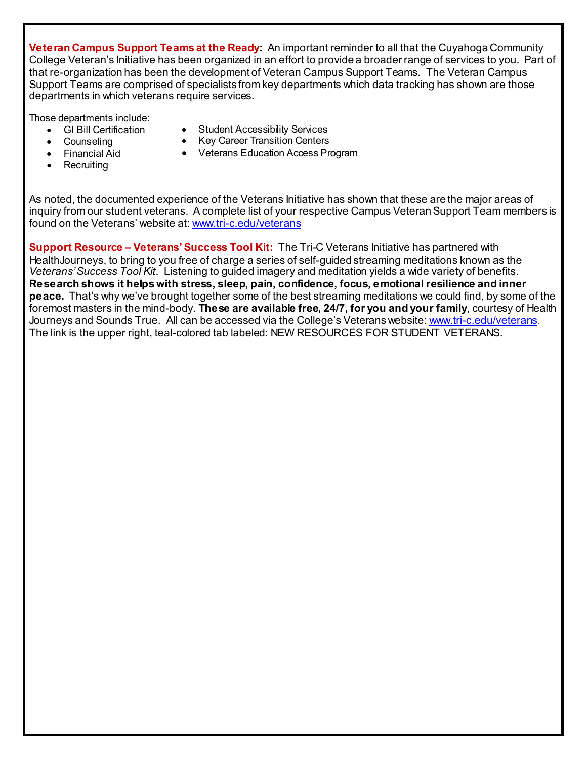**Veteran Campus Support Teams at the Ready:** An important reminder to all that the Cuyahoga Community College Veteran's Initiative has been organized in an effort to provide a broader range of services to you. Part of that re-organization has been the development of Veteran Campus Support Teams. The Veteran Campus Support Teams are comprised of specialists from key departments which data tracking has shown are those departments in which veterans require services.

Those departments include:

- GI Bill Certification
- Counseling
- Financial Aid
- Recruiting
- Student Accessibility Services
- Key Career Transition Centers
- Veterans Education Access Program

As noted, the documented experience of the Veterans Initiative has shown that these are the major areas of inquiry from our student veterans. A complete list of your respective Campus Veteran Support Team members is found on the Veterans' website at: [www.tri-c.edu/veterans](www.tri-c.edu/veterans)

**Support Resource – Veterans' Success Tool Kit:** The Tri-C Veterans Initiative has partnered with HealthJourneys, to bring to you free of charge a series of self-guided streaming meditations known as the *Veterans' Success Tool Kit*. Listening to guided imagery and meditation yields a wide variety of benefits. **Research shows it helps with stress, sleep, pain, confidence, focus, emotional resilience and inner peace.** That's why we've brought together some of the best streaming meditations we could find, by some of the foremost masters in the mind-body. **These are available free, 24/7, for you and your family**, courtesy of Health Journeys and Sounds True. All can be accessed via the College's Veterans website: [www.tri-c.edu/veterans](www.tri-c.edu/veterans). The link is the upper right, teal-colored tab labeled: NEW RESOURCES FOR STUDENT VETERANS.